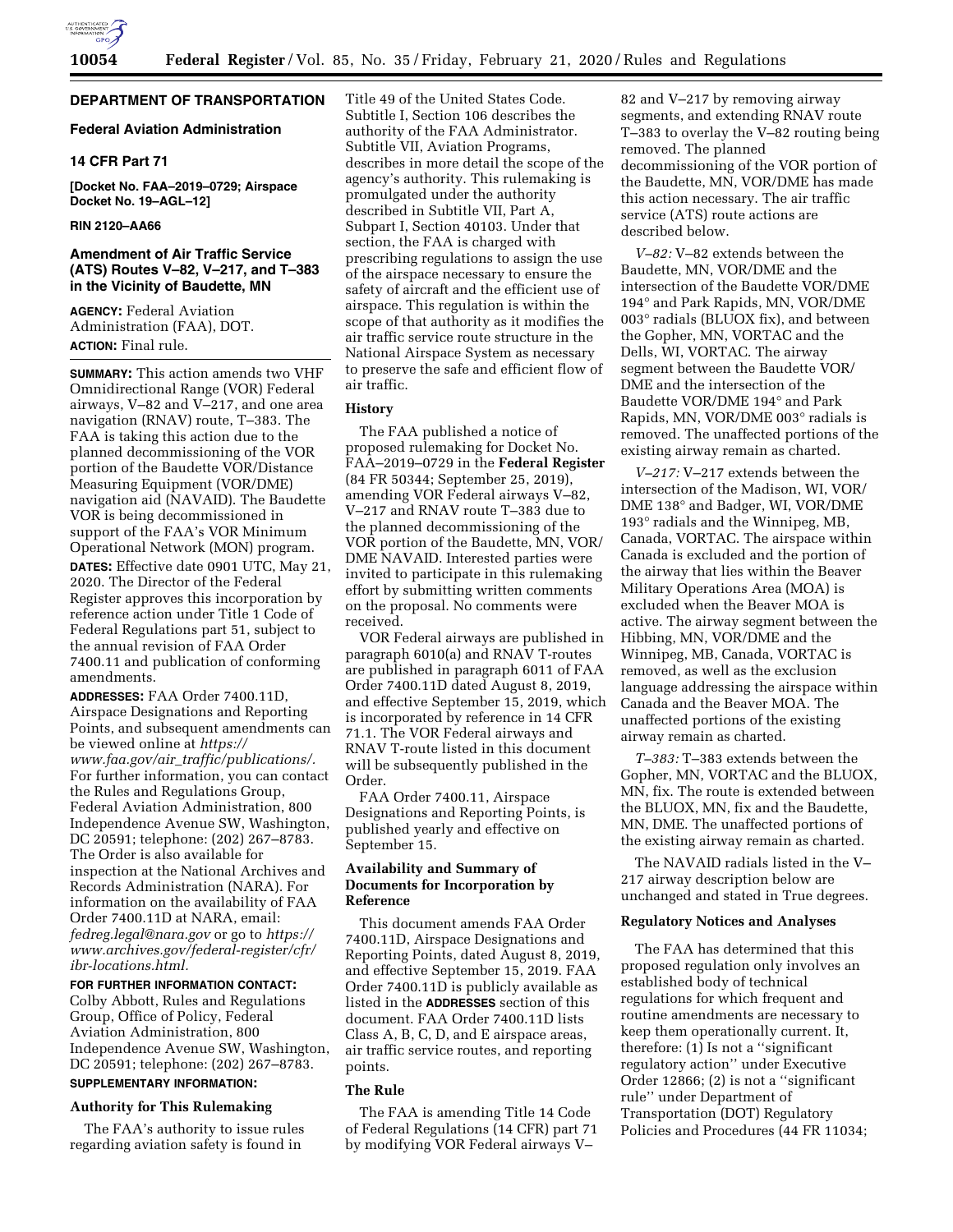## DEPARTMENT OF TRANSPORTATION

### Federal Aviation Administration

### 14 CFR Part 71

**[Docket No. FAA–2019–0729; Airspace Docket No. 19–AGL–12]**

**RIN 2120–AA66**

### Amendment of Air Traffic Service (ATS) Routes V–82, V–217, and T–383 in the Vicinity of Baudette, MN

**AGENCY:** Federal Aviation Administration (FAA), DOT.

**ACTION:** Final rule.

**SUMMARY:** This action amends two VHF Omnidirectional Range (VOR) Federal airways, V–82 and V–217, and one area navigation (RNAV) route, T–383. The FAA is taking this action due to the planned decommissioning of the VOR portion of the Baudette VOR/Distance Measuring Equipment (VOR/DME) navigation aid (NAVAID). The Baudette VOR is being decommissioned in support of the FAA's VOR Minimum Operational Network (MON) program.

**DATES:** Effective date 0901 UTC, May 21, 2020. The Director of the Federal Register approves this incorporation by reference action under Title 1 Code of Federal Regulations part 51, subject to the annual revision of FAA Order 7400.11 and publication of conforming amendments.

**ADDRESSES:** FAA Order 7400.11D, Airspace Designations and Reporting Points, and subsequent amendments can be viewed online at *https://www.faa.gov/air_traffic/publications/*. For further information, you can contact the Rules and Regulations Group, Federal Aviation Administration, 800 Independence Avenue SW, Washington, DC 20591; telephone: (202) 267–8783. The Order is also available for inspection at the National Archives and Records Administration (NARA). For information on the availability of FAA Order 7400.11D at NARA, email: *fedreg.legal@nara.gov* or go to *https://www.archives.gov/federal-register/cfr/ibr-locations.html.*

**FOR FURTHER INFORMATION CONTACT:** Colby Abbott, Rules and Regulations Group, Office of Policy, Federal Aviation Administration, 800 Independence Avenue SW, Washington, DC 20591; telephone: (202) 267–8783.

**SUPPLEMENTARY INFORMATION:**

#### Authority for This Rulemaking

The FAA's authority to issue rules regarding aviation safety is found in Title 49 of the United States Code. Subtitle I, Section 106 describes the authority of the FAA Administrator. Subtitle VII, Aviation Programs, describes in more detail the scope of the agency's authority. This rulemaking is promulgated under the authority described in Subtitle VII, Part A, Subpart I, Section 40103. Under that section, the FAA is charged with prescribing regulations to assign the use of the airspace necessary to ensure the safety of aircraft and the efficient use of airspace. This regulation is within the scope of that authority as it modifies the air traffic service route structure in the National Airspace System as necessary to preserve the safe and efficient flow of air traffic.

#### History

The FAA published a notice of proposed rulemaking for Docket No. FAA–2019–0729 in the **Federal Register** (84 FR 50344; September 25, 2019), amending VOR Federal airways V–82, V–217 and RNAV route T–383 due to the planned decommissioning of the VOR portion of the Baudette, MN, VOR/DME NAVAID. Interested parties were invited to participate in this rulemaking effort by submitting written comments on the proposal. No comments were received.

VOR Federal airways are published in paragraph 6010(a) and RNAV T-routes are published in paragraph 6011 of FAA Order 7400.11D dated August 8, 2019, and effective September 15, 2019, which is incorporated by reference in 14 CFR 71.1. The VOR Federal airways and RNAV T-route listed in this document will be subsequently published in the Order.

FAA Order 7400.11, Airspace Designations and Reporting Points, is published yearly and effective on September 15.

#### Availability and Summary of Documents for Incorporation by Reference

This document amends FAA Order 7400.11D, Airspace Designations and Reporting Points, dated August 8, 2019, and effective September 15, 2019. FAA Order 7400.11D is publicly available as listed in the **ADDRESSES** section of this document. FAA Order 7400.11D lists Class A, B, C, D, and E airspace areas, air traffic service routes, and reporting points.

#### The Rule

The FAA is amending Title 14 Code of Federal Regulations (14 CFR) part 71 by modifying VOR Federal airways V–82 and V–217 by removing airway segments, and extending RNAV route T–383 to overlay the V–82 routing being removed. The planned decommissioning of the VOR portion of the Baudette, MN, VOR/DME has made this action necessary. The air traffic service (ATS) route actions are described below.

*V–82:* V–82 extends between the Baudette, MN, VOR/DME and the intersection of the Baudette VOR/DME 194° and Park Rapids, MN, VOR/DME 003° radials (BLUOX fix), and between the Gopher, MN, VORTAC and the Dells, WI, VORTAC. The airway segment between the Baudette VOR/DME and the intersection of the Baudette VOR/DME 194° and Park Rapids, MN, VOR/DME 003° radials is removed. The unaffected portions of the existing airway remain as charted.

*V–217:* V–217 extends between the intersection of the Madison, WI, VOR/DME 138° and Badger, WI, VOR/DME 193° radials and the Winnipeg, MB, Canada, VORTAC. The airspace within Canada is excluded and the portion of the airway that lies within the Beaver Military Operations Area (MOA) is excluded when the Beaver MOA is active. The airway segment between the Hibbing, MN, VOR/DME and the Winnipeg, MB, Canada, VORTAC is removed, as well as the exclusion language addressing the airspace within Canada and the Beaver MOA. The unaffected portions of the existing airway remain as charted.

*T–383:* T–383 extends between the Gopher, MN, VORTAC and the BLUOX, MN, fix. The route is extended between the BLUOX, MN, fix and the Baudette, MN, DME. The unaffected portions of the existing airway remain as charted.

The NAVAID radials listed in the V–217 airway description below are unchanged and stated in True degrees.

#### Regulatory Notices and Analyses

The FAA has determined that this proposed regulation only involves an established body of technical regulations for which frequent and routine amendments are necessary to keep them operationally current. It, therefore: (1) Is not a "significant regulatory action" under Executive Order 12866; (2) is not a "significant rule" under Department of Transportation (DOT) Regulatory Policies and Procedures (44 FR 11034;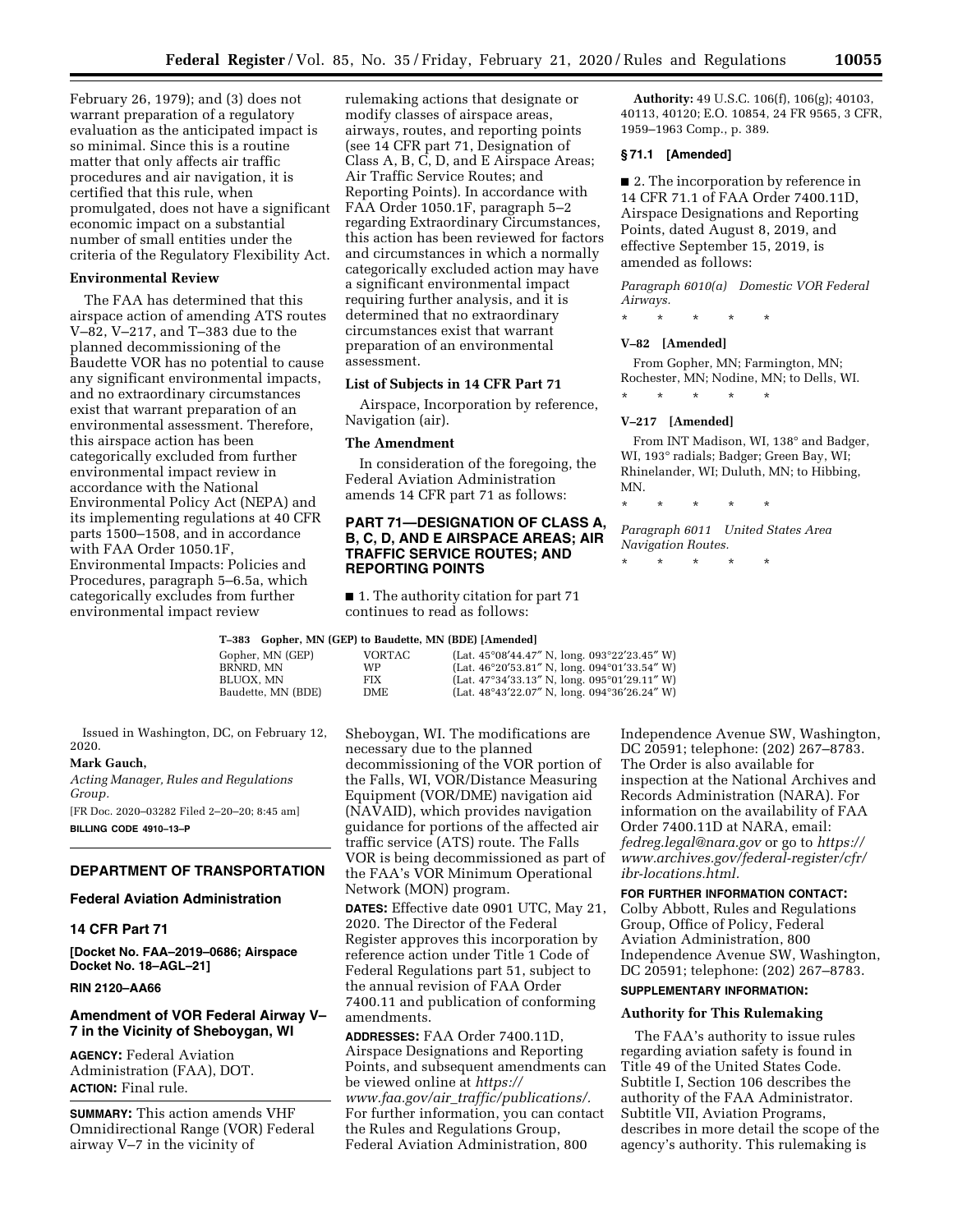February 26, 1979); and (3) does not warrant preparation of a regulatory evaluation as the anticipated impact is so minimal. Since this is a routine matter that only affects air traffic procedures and air navigation, it is certified that this rule, when promulgated, does not have a significant economic impact on a substantial number of small entities under the criteria of the Regulatory Flexibility Act.

### Environmental Review

The FAA has determined that this airspace action of amending ATS routes V–82, V–217, and T–383 due to the planned decommissioning of the Baudette VOR has no potential to cause any significant environmental impacts, and no extraordinary circumstances exist that warrant preparation of an environmental assessment. Therefore, this airspace action has been categorically excluded from further environmental impact review in accordance with the National Environmental Policy Act (NEPA) and its implementing regulations at 40 CFR parts 1500–1508, and in accordance with FAA Order 1050.1F, Environmental Impacts: Policies and Procedures, paragraph 5–6.5a, which categorically excludes from further environmental impact review rulemaking actions that designate or modify classes of airspace areas, airways, routes, and reporting points (see 14 CFR part 71, Designation of Class A, B, C, D, and E Airspace Areas; Air Traffic Service Routes; and Reporting Points). In accordance with FAA Order 1050.1F, paragraph 5–2 regarding Extraordinary Circumstances, this action has been reviewed for factors and circumstances in which a normally categorically excluded action may have a significant environmental impact requiring further analysis, and it is determined that no extraordinary circumstances exist that warrant preparation of an environmental assessment.

### List of Subjects in 14 CFR Part 71

Airspace, Incorporation by reference, Navigation (air).

### The Amendment

In consideration of the foregoing, the Federal Aviation Administration amends 14 CFR part 71 as follows:

## PART 71—DESIGNATION OF CLASS A, B, C, D, AND E AIRSPACE AREAS; AIR TRAFFIC SERVICE ROUTES; AND REPORTING POINTS

■ 1. The authority citation for part 71 continues to read as follows:

**Authority:** 49 U.S.C. 106(f), 106(g); 40103, 40113, 40120; E.O. 10854, 24 FR 9565, 3 CFR, 1959–1963 Comp., p. 389.

### § 71.1 [Amended]

■ 2. The incorporation by reference in 14 CFR 71.1 of FAA Order 7400.11D, Airspace Designations and Reporting Points, dated August 8, 2019, and effective September 15, 2019, is amended as follows:

*Paragraph 6010(a) Domestic VOR Federal Airways.*

\* \* \* \* \*

**V–82 [Amended]**

From Gopher, MN; Farmington, MN; Rochester, MN; Nodine, MN; to Dells, WI.

\* \* \* \* \*

**V–217 [Amended]**

From INT Madison, WI, 138° and Badger, WI, 193° radials; Badger; Green Bay, WI; Rhinelander, WI; Duluth, MN; to Hibbing, MN.

\* \* \* \* \*

*Paragraph 6011 United States Area Navigation Routes.*

\* \* \* \* \*

**T–383 Gopher, MN (GEP) to Baudette, MN (BDE) [Amended]**

| | | |
|---|---|---|
| Gopher, MN (GEP) | VORTAC | (Lat. 45°08′44.47″ N, long. 093°22′23.45″ W) |
| BRNRD, MN | WP | (Lat. 46°20′53.81″ N, long. 094°01′33.54″ W) |
| BLUOX, MN | FIX | (Lat. 47°34′33.13″ N, long. 095°01′29.11″ W) |
| Baudette, MN (BDE) | DME | (Lat. 48°43′22.07″ N, long. 094°36′26.24″ W) |

Issued in Washington, DC, on February 12, 2020.

**Mark Gauch,**

*Acting Manager, Rules and Regulations Group.*

[FR Doc. 2020–03282 Filed 2–20–20; 8:45 am]

**BILLING CODE 4910–13–P**

---

## DEPARTMENT OF TRANSPORTATION

### Federal Aviation Administration

### 14 CFR Part 71

**[Docket No. FAA–2019–0686; Airspace Docket No. 18–AGL–21]**

**RIN 2120–AA66**

## Amendment of VOR Federal Airway V–7 in the Vicinity of Sheboygan, WI

**AGENCY:** Federal Aviation Administration (FAA), DOT.

**ACTION:** Final rule.

**SUMMARY:** This action amends VHF Omnidirectional Range (VOR) Federal airway V–7 in the vicinity of Sheboygan, WI. The modifications are necessary due to the planned decommissioning of the VOR portion of the Falls, WI, VOR/Distance Measuring Equipment (VOR/DME) navigation aid (NAVAID), which provides navigation guidance for portions of the affected air traffic service (ATS) route. The Falls VOR is being decommissioned as part of the FAA's VOR Minimum Operational Network (MON) program.

**DATES:** Effective date 0901 UTC, May 21, 2020. The Director of the Federal Register approves this incorporation by reference action under Title 1 Code of Federal Regulations part 51, subject to the annual revision of FAA Order 7400.11 and publication of conforming amendments.

**ADDRESSES:** FAA Order 7400.11D, Airspace Designations and Reporting Points, and subsequent amendments can be viewed online at *https://www.faa.gov/air_traffic/publications/.* For further information, you can contact the Rules and Regulations Group, Federal Aviation Administration, 800 Independence Avenue SW, Washington, DC 20591; telephone: (202) 267–8783. The Order is also available for inspection at the National Archives and Records Administration (NARA). For information on the availability of FAA Order 7400.11D at NARA, email: *fedreg.legal@nara.gov* or go to *https://www.archives.gov/federal-register/cfr/ibr-locations.html.*

**FOR FURTHER INFORMATION CONTACT:** Colby Abbott, Rules and Regulations Group, Office of Policy, Federal Aviation Administration, 800 Independence Avenue SW, Washington, DC 20591; telephone: (202) 267–8783.

**SUPPLEMENTARY INFORMATION:**

### Authority for This Rulemaking

The FAA's authority to issue rules regarding aviation safety is found in Title 49 of the United States Code. Subtitle I, Section 106 describes the authority of the FAA Administrator. Subtitle VII, Aviation Programs, describes in more detail the scope of the agency's authority. This rulemaking is